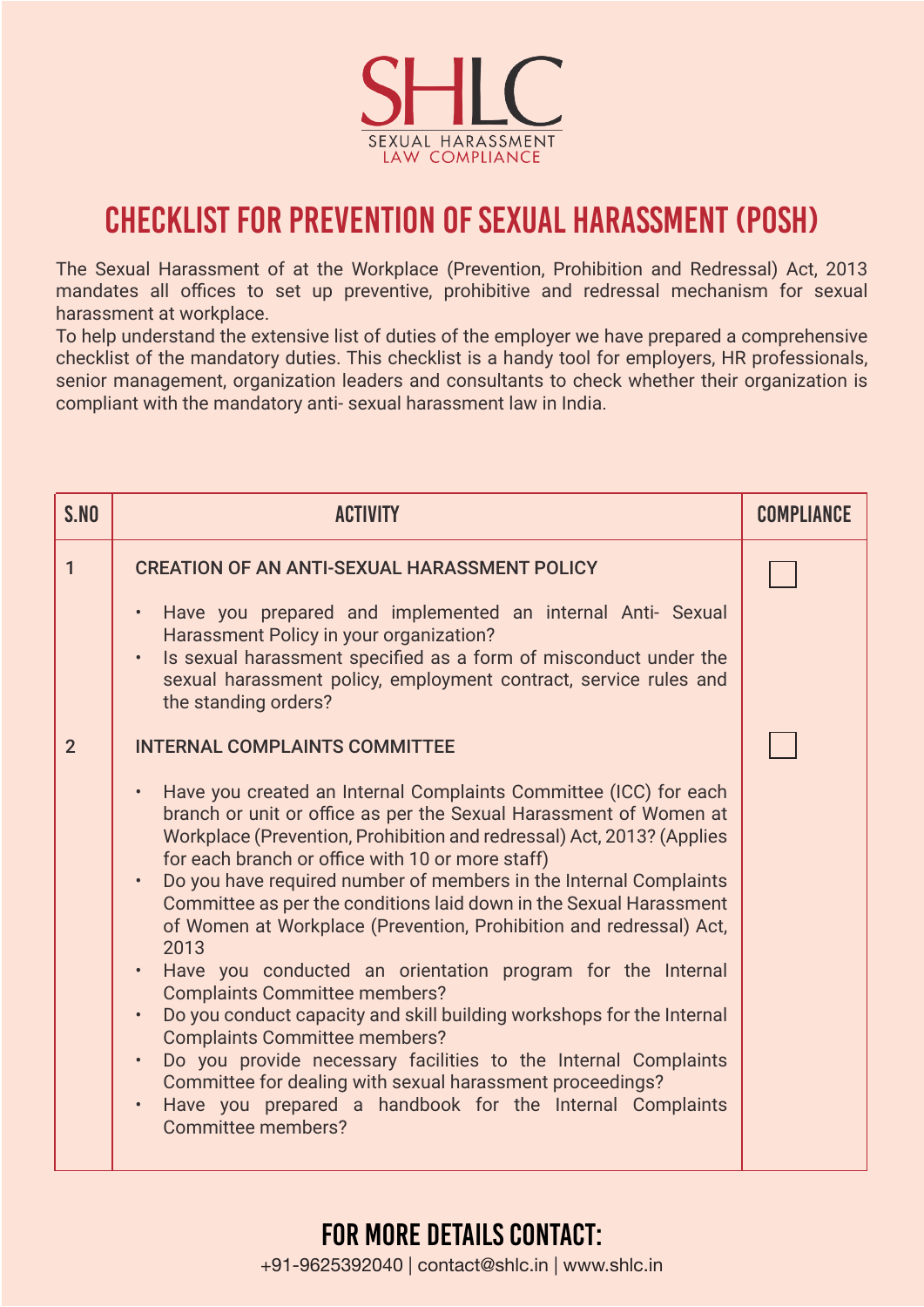SHLC

SEXUAL HARASSMENT LAW COMPLIANCE

# CHECKLIST FOR PREVENTION OF SEXUAL HARASSMENT (POSH)

The Sexual Harassment of at the Workplace (Prevention, Prohibition and Redressal) Act, 2013 mandates all offices to set up preventive, prohibitive and redressal mechanism for sexual harassment at workplace.
To help understand the extensive list of duties of the employer we have prepared a comprehensive checklist of the mandatory duties. This checklist is a handy tool for employers, HR professionals, senior management, organization leaders and consultants to check whether their organization is compliant with the mandatory anti- sexual harassment law in India.

| S.NO | ACTIVITY | COMPLIANCE |
|---|---|---|
| 1 | CREATION OF AN ANTI-SEXUAL HARASSMENT POLICY<br>• Have you prepared and implemented an internal Anti- Sexual Harassment Policy in your organization?<br>• Is sexual harassment specified as a form of misconduct under the sexual harassment policy, employment contract, service rules and the standing orders? | ☐ |
| 2 | INTERNAL COMPLAINTS COMMITTEE<br>• Have you created an Internal Complaints Committee (ICC) for each branch or unit or office as per the Sexual Harassment of Women at Workplace (Prevention, Prohibition and redressal) Act, 2013? (Applies for each branch or office with 10 or more staff)<br>• Do you have required number of members in the Internal Complaints Committee as per the conditions laid down in the Sexual Harassment of Women at Workplace (Prevention, Prohibition and redressal) Act, 2013<br>• Have you conducted an orientation program for the Internal Complaints Committee members?<br>• Do you conduct capacity and skill building workshops for the Internal Complaints Committee members?<br>• Do you provide necessary facilities to the Internal Complaints Committee for dealing with sexual harassment proceedings?<br>• Have you prepared a handbook for the Internal Complaints Committee members? | ☐ |

## FOR MORE DETAILS CONTACT:

+91-9625392040 | contact@shlc.in | www.shlc.in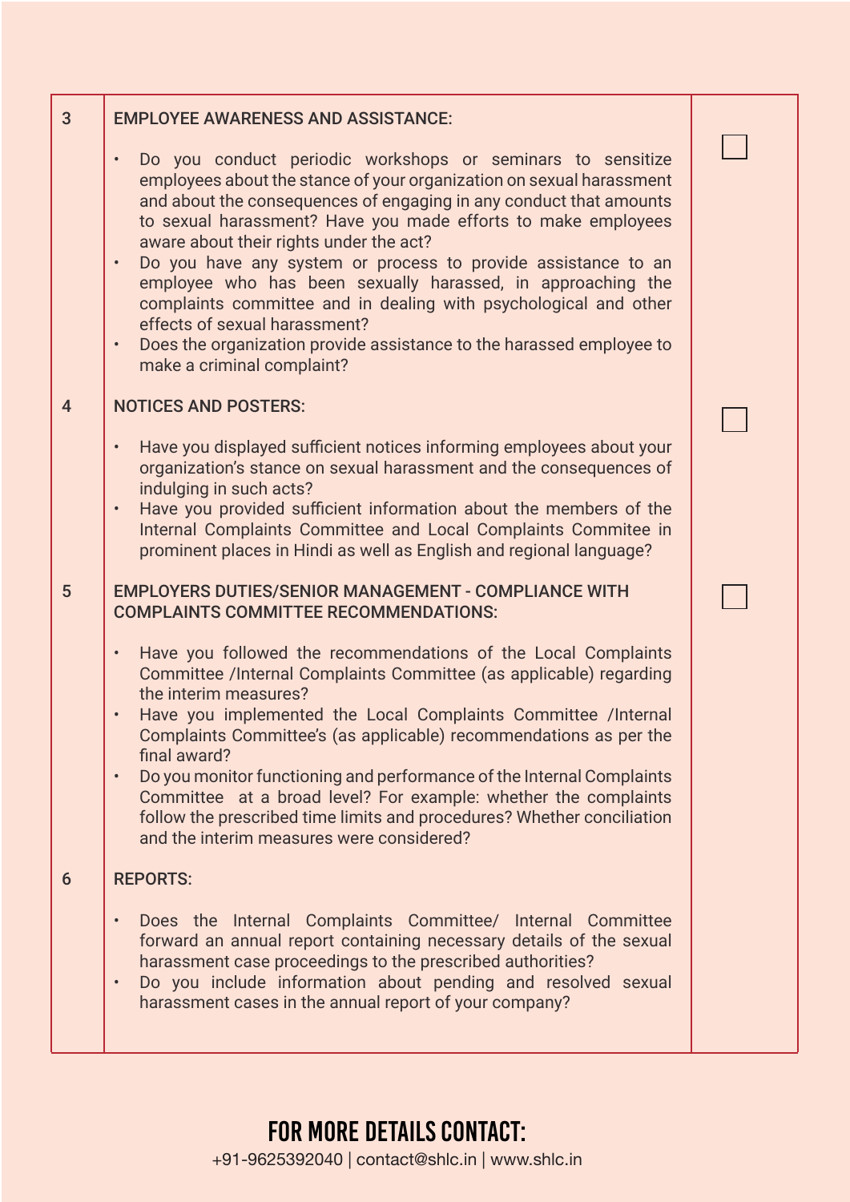| | | |
|---|---|---|
| 3 | **EMPLOYEE AWARENESS AND ASSISTANCE:**<br><br>• Do you conduct periodic workshops or seminars to sensitize employees about the stance of your organization on sexual harassment and about the consequences of engaging in any conduct that amounts to sexual harassment? Have you made efforts to make employees aware about their rights under the act?<br>• Do you have any system or process to provide assistance to an employee who has been sexually harassed, in approaching the complaints committee and in dealing with psychological and other effects of sexual harassment?<br>• Does the organization provide assistance to the harassed employee to make a criminal complaint? | ☐ |
| 4 | **NOTICES AND POSTERS:**<br><br>• Have you displayed sufficient notices informing employees about your organization's stance on sexual harassment and the consequences of indulging in such acts?<br>• Have you provided sufficient information about the members of the Internal Complaints Committee and Local Complaints Commitee in prominent places in Hindi as well as English and regional language? | ☐ |
| 5 | **EMPLOYERS DUTIES/SENIOR MANAGEMENT - COMPLIANCE WITH COMPLAINTS COMMITTEE RECOMMENDATIONS:**<br><br>• Have you followed the recommendations of the Local Complaints Committee /Internal Complaints Committee (as applicable) regarding the interim measures?<br>• Have you implemented the Local Complaints Committee /Internal Complaints Committee's (as applicable) recommendations as per the final award?<br>• Do you monitor functioning and performance of the Internal Complaints Committee at a broad level? For example: whether the complaints follow the prescribed time limits and procedures? Whether conciliation and the interim measures were considered? | ☐ |
| 6 | **REPORTS:**<br><br>• Does the Internal Complaints Committee/ Internal Committee forward an annual report containing necessary details of the sexual harassment case proceedings to the prescribed authorities?<br>• Do you include information about pending and resolved sexual harassment cases in the annual report of your company? | |

## FOR MORE DETAILS CONTACT:

+91-9625392040 | contact@shlc.in | www.shlc.in